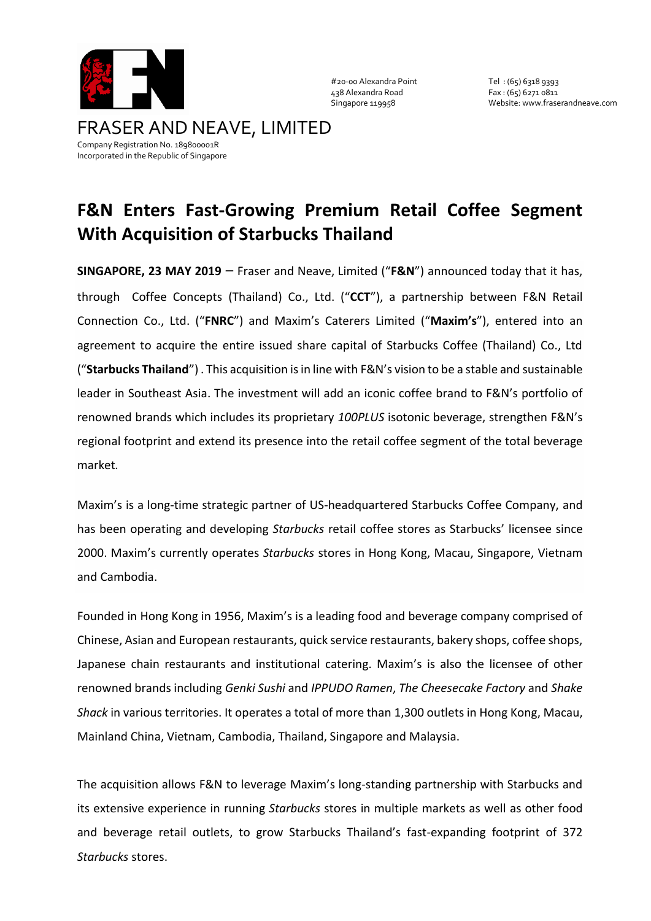FRASER AND NEAVE, LIMITED

Company Registration No. 189800001R
Incorporated in the Republic of Singapore

#20-00 Alexandra Point
438 Alexandra Road
Singapore 119958

Tel : (65) 6318 9393
Fax : (65) 6271 0811
Website: www.fraserandneave.com

# F&N Enters Fast-Growing Premium Retail Coffee Segment With Acquisition of Starbucks Thailand

**SINGAPORE, 23 MAY 2019** – Fraser and Neave, Limited ("**F&N**") announced today that it has, through Coffee Concepts (Thailand) Co., Ltd. ("**CCT**"), a partnership between F&N Retail Connection Co., Ltd. ("**FNRC**") and Maxim's Caterers Limited ("**Maxim's**"), entered into an agreement to acquire the entire issued share capital of Starbucks Coffee (Thailand) Co., Ltd ("**Starbucks Thailand**") . This acquisition is in line with F&N's vision to be a stable and sustainable leader in Southeast Asia. The investment will add an iconic coffee brand to F&N's portfolio of renowned brands which includes its proprietary *100PLUS* isotonic beverage, strengthen F&N's regional footprint and extend its presence into the retail coffee segment of the total beverage market.

Maxim's is a long-time strategic partner of US-headquartered Starbucks Coffee Company, and has been operating and developing *Starbucks* retail coffee stores as Starbucks' licensee since 2000. Maxim's currently operates *Starbucks* stores in Hong Kong, Macau, Singapore, Vietnam and Cambodia.

Founded in Hong Kong in 1956, Maxim's is a leading food and beverage company comprised of Chinese, Asian and European restaurants, quick service restaurants, bakery shops, coffee shops, Japanese chain restaurants and institutional catering. Maxim's is also the licensee of other renowned brands including *Genki Sushi* and *IPPUDO Ramen*, *The Cheesecake Factory* and *Shake Shack* in various territories. It operates a total of more than 1,300 outlets in Hong Kong, Macau, Mainland China, Vietnam, Cambodia, Thailand, Singapore and Malaysia.

The acquisition allows F&N to leverage Maxim's long-standing partnership with Starbucks and its extensive experience in running *Starbucks* stores in multiple markets as well as other food and beverage retail outlets, to grow Starbucks Thailand's fast-expanding footprint of 372 *Starbucks* stores.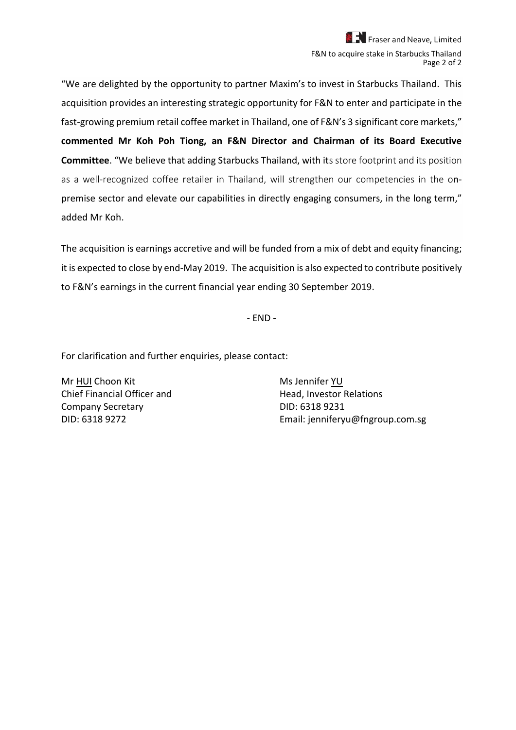"We are delighted by the opportunity to partner Maxim's to invest in Starbucks Thailand. This acquisition provides an interesting strategic opportunity for F&N to enter and participate in the fast-growing premium retail coffee market in Thailand, one of F&N's 3 significant core markets," **commented Mr Koh Poh Tiong, an F&N Director and Chairman of its Board Executive Committee**. "We believe that adding Starbucks Thailand, with its store footprint and its position as a well-recognized coffee retailer in Thailand, will strengthen our competencies in the on-premise sector and elevate our capabilities in directly engaging consumers, in the long term," added Mr Koh.

The acquisition is earnings accretive and will be funded from a mix of debt and equity financing; it is expected to close by end-May 2019. The acquisition is also expected to contribute positively to F&N's earnings in the current financial year ending 30 September 2019.

\- END -

For clarification and further enquiries, please contact:

Mr HUI Choon Kit
Chief Financial Officer and
Company Secretary
DID: 6318 9272

Ms Jennifer YU
Head, Investor Relations
DID: 6318 9231
Email: jenniferyu@fngroup.com.sg